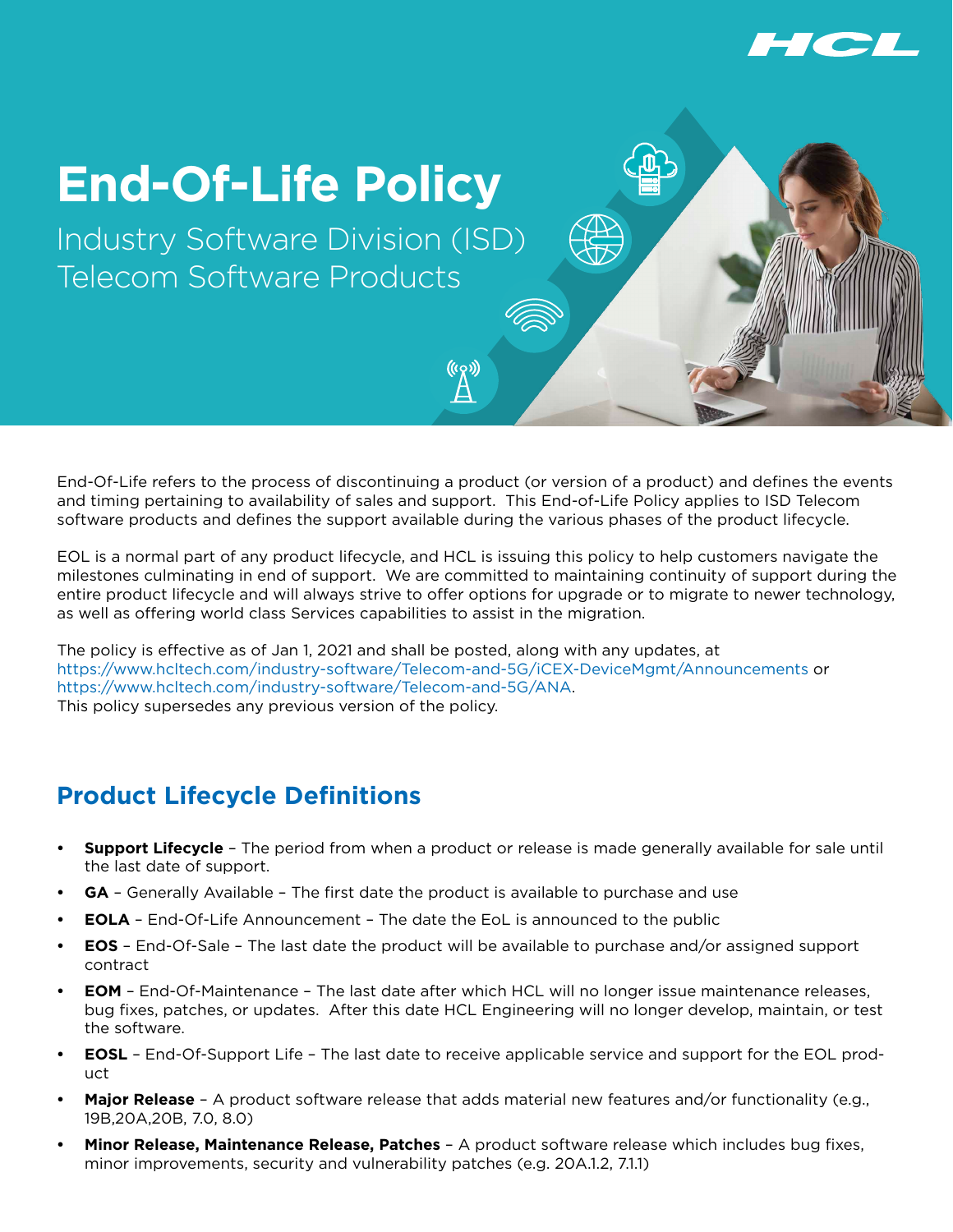# End-Of-Life Policy

## Industry Software Division (ISD) Telecom Software Products

End-Of-Life refers to the process of discontinuing a product (or version of a product) and defines the events and timing pertaining to availability of sales and support. This End-of-Life Policy applies to ISD Telecom software products and defines the support available during the various phases of the product lifecycle.

EOL is a normal part of any product lifecycle, and HCL is issuing this policy to help customers navigate the milestones culminating in end of support. We are committed to maintaining continuity of support during the entire product lifecycle and will always strive to offer options for upgrade or to migrate to newer technology, as well as offering world class Services capabilities to assist in the migration.

The policy is effective as of Jan 1, 2021 and shall be posted, along with any updates, at https://www.hcltech.com/industry-software/Telecom-and-5G/iCEX-DeviceMgmt/Announcements or https://www.hcltech.com/industry-software/Telecom-and-5G/ANA.
This policy supersedes any previous version of the policy.

## Product Lifecycle Definitions

- **Support Lifecycle** – The period from when a product or release is made generally available for sale until the last date of support.
- **GA** – Generally Available – The first date the product is available to purchase and use
- **EOLA** – End-Of-Life Announcement – The date the EoL is announced to the public
- **EOS** – End-Of-Sale – The last date the product will be available to purchase and/or assigned support contract
- **EOM** – End-Of-Maintenance – The last date after which HCL will no longer issue maintenance releases, bug fixes, patches, or updates. After this date HCL Engineering will no longer develop, maintain, or test the software.
- **EOSL** – End-Of-Support Life – The last date to receive applicable service and support for the EOL product
- **Major Release** – A product software release that adds material new features and/or functionality (e.g., 19B,20A,20B, 7.0, 8.0)
- **Minor Release, Maintenance Release, Patches** – A product software release which includes bug fixes, minor improvements, security and vulnerability patches (e.g. 20A.1.2, 7.1.1)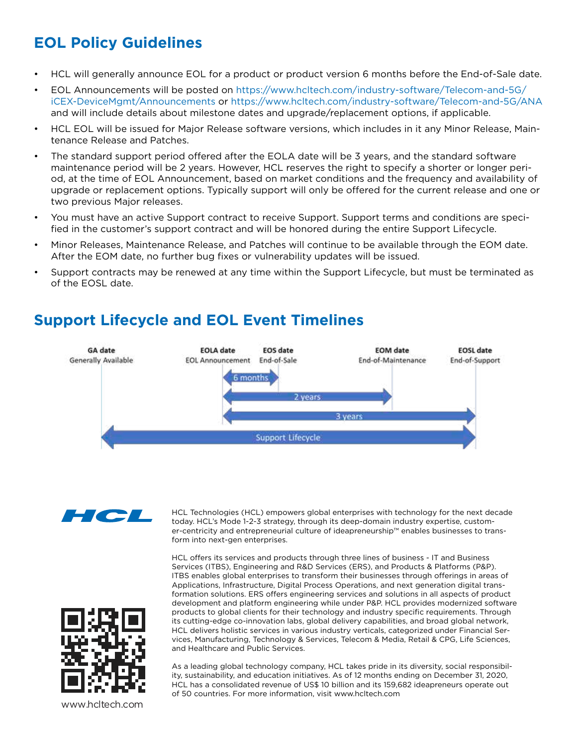## EOL Policy Guidelines

- HCL will generally announce EOL for a product or product version 6 months before the End-of-Sale date.
- EOL Announcements will be posted on https://www.hcltech.com/industry-software/Telecom-and-5G/iCEX-DeviceMgmt/Announcements or https://www.hcltech.com/industry-software/Telecom-and-5G/ANA and will include details about milestone dates and upgrade/replacement options, if applicable.
- HCL EOL will be issued for Major Release software versions, which includes in it any Minor Release, Maintenance Release and Patches.
- The standard support period offered after the EOLA date will be 3 years, and the standard software maintenance period will be 2 years. However, HCL reserves the right to specify a shorter or longer period, at the time of EOL Announcement, based on market conditions and the frequency and availability of upgrade or replacement options. Typically support will only be offered for the current release and one or two previous Major releases.
- You must have an active Support contract to receive Support. Support terms and conditions are specified in the customer's support contract and will be honored during the entire Support Lifecycle.
- Minor Releases, Maintenance Release, and Patches will continue to be available through the EOM date. After the EOM date, no further bug fixes or vulnerability updates will be issued.
- Support contracts may be renewed at any time within the Support Lifecycle, but must be terminated as of the EOSL date.

## Support Lifecycle and EOL Event Timelines

GA date
Generally Available

EOLA date
EOL Announcement

EOS date
End-of-Sale

EOM date
End-of-Maintenance

EOSL date
End-of-Support

6 months

2 years

3 years

Support Lifecycle

HCL Technologies (HCL) empowers global enterprises with technology for the next decade today. HCL's Mode 1-2-3 strategy, through its deep-domain industry expertise, customer-centricity and entrepreneurial culture of ideapreneurship™ enables businesses to transform into next-gen enterprises.

HCL offers its services and products through three lines of business - IT and Business Services (ITBS), Engineering and R&D Services (ERS), and Products & Platforms (P&P). ITBS enables global enterprises to transform their businesses through offerings in areas of Applications, Infrastructure, Digital Process Operations, and next generation digital transformation solutions. ERS offers engineering services and solutions in all aspects of product development and platform engineering while under P&P. HCL provides modernized software products to global clients for their technology and industry specific requirements. Through its cutting-edge co-innovation labs, global delivery capabilities, and broad global network, HCL delivers holistic services in various industry verticals, categorized under Financial Services, Manufacturing, Technology & Services, Telecom & Media, Retail & CPG, Life Sciences, and Healthcare and Public Services.

As a leading global technology company, HCL takes pride in its diversity, social responsibility, sustainability, and education initiatives. As of 12 months ending on December 31, 2020, HCL has a consolidated revenue of US$ 10 billion and its 159,682 ideapreneurs operate out of 50 countries. For more information, visit www.hcltech.com

www.hcltech.com